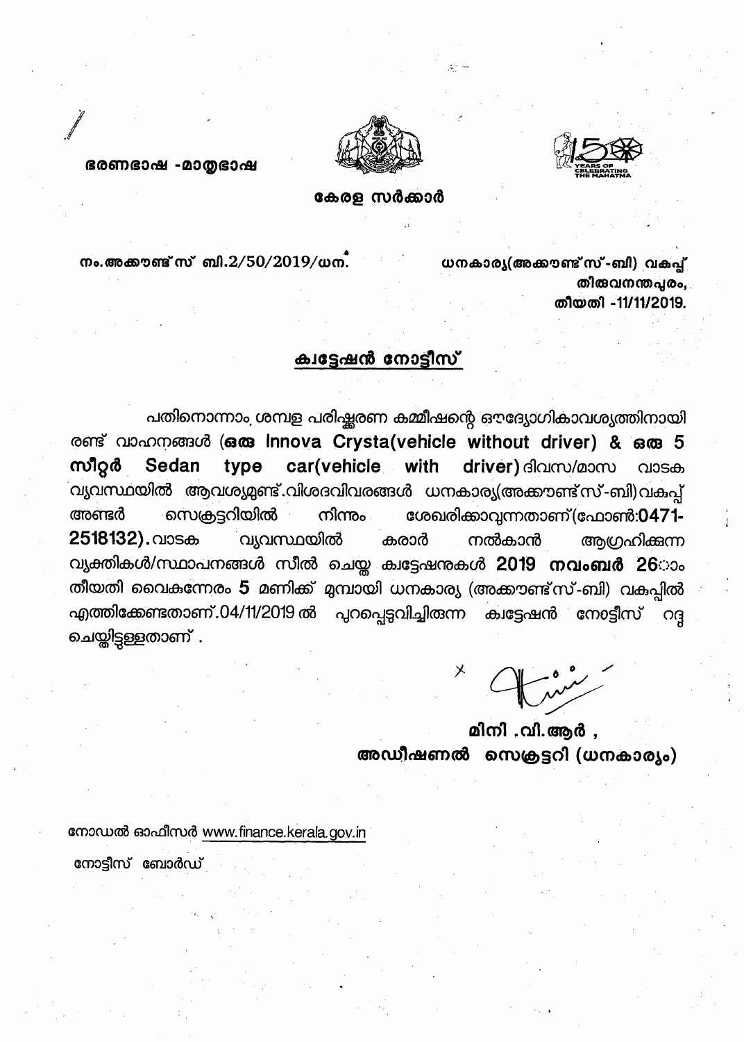ഭരണഭാഷ -മാതൃഭാഷ

കേരള സർക്കാർ

നം.അക്കൗണ്ട്സ് ബി.2/50/2019/ധന.

ധനകാര്യ(അക്കൗണ്ട്സ്-ബി) വകുപ്പ്  
തിരുവനന്തപുരം,  
തീയതി -11/11/2019.

## ക്വട്ടേഷൻ നോട്ടീസ്

പതിനൊന്നാം ശമ്പള പരിഷ്കരണ കമ്മീഷന്റെ ഔദ്യോഗികാവശ്യത്തിനായി രണ്ട് വാഹനങ്ങൾ (**ഒരു Innova Crysta(vehicle without driver) & ഒരു 5 സീറ്റർ Sedan type car(vehicle with driver)** ദിവസ/മാസ വാടക വ്യവസ്ഥയിൽ ആവശ്യമുണ്ട്.വിശദവിവരങ്ങൾ ധനകാര്യ(അക്കൗണ്ട്സ്-ബി)വകുപ്പ് അണ്ടർ സെക്രട്ടറിയിൽ നിന്നും ശേഖരിക്കാവുന്നതാണ്(ഫോൺ:**0471-2518132**).വാടക വ്യവസ്ഥയിൽ കരാർ നൽകാൻ ആഗ്രഹിക്കുന്ന വ്യക്തികൾ/സ്ഥാപനങ്ങൾ സീൽ ചെയ്ത ക്വട്ടേഷനുകൾ **2019 നവംബർ 26**ാം തീയതി വൈകുന്നേരം **5** മണിക്ക് മുമ്പായി ധനകാര്യ (അക്കൗണ്ട്സ്-ബി) വകുപ്പിൽ എത്തിക്കേണ്ടതാണ്.04/11/2019 ൽ പുറപ്പെടുവിച്ചിരുന്ന ക്വട്ടേഷൻ നോട്ടീസ് റദ്ദ് ചെയ്തിട്ടുള്ളതാണ് .

**മിനി .വി.ആർ ,**  
**അഡീഷണൽ സെക്രട്ടറി (ധനകാര്യം)**

നോഡൽ ഓഫീസർ www.finance.kerala.gov.in

നോട്ടീസ് ബോർഡ്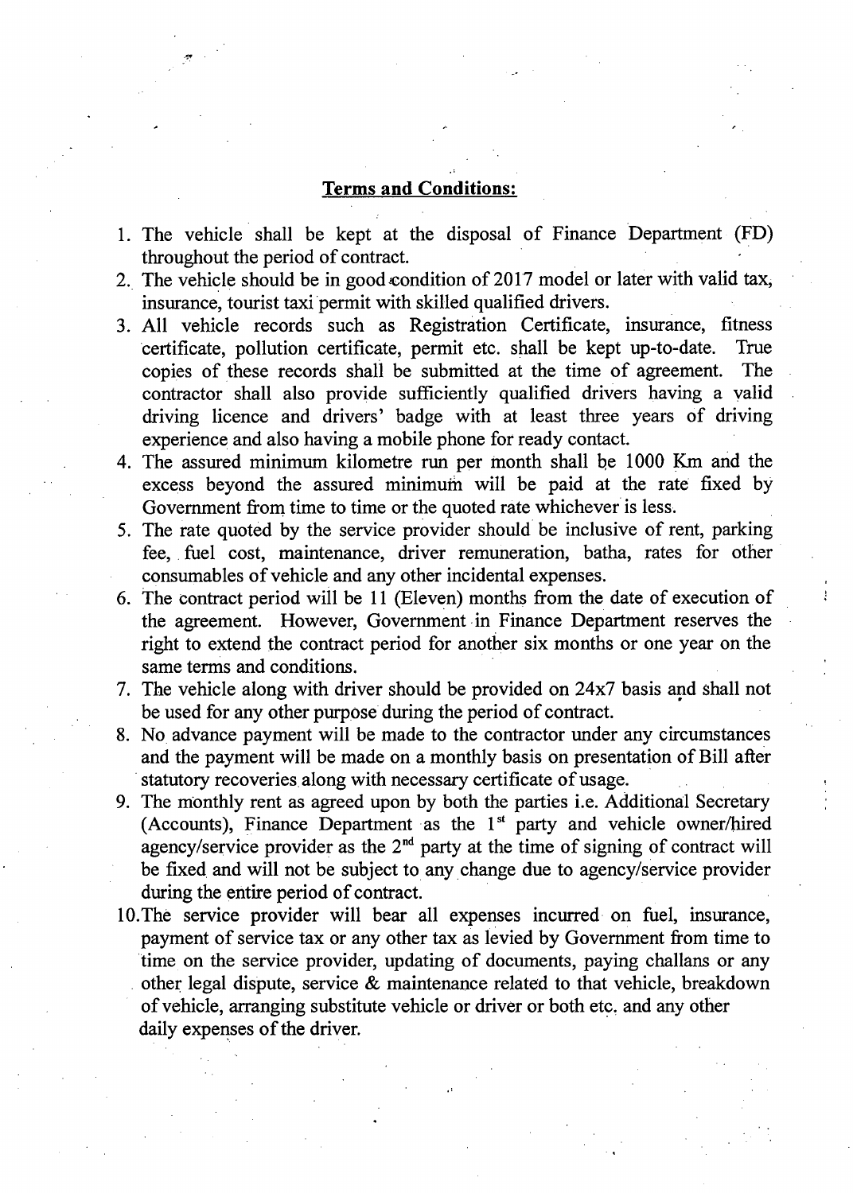## **Terms and Conditions:**

1. The vehicle shall be kept at the disposal of Finance Department (FD) throughout the period of contract.
2. The vehicle should be in good condition of 2017 model or later with valid tax, insurance, tourist taxi permit with skilled qualified drivers.
3. All vehicle records such as Registration Certificate, insurance, fitness certificate, pollution certificate, permit etc. shall be kept up-to-date. True copies of these records shall be submitted at the time of agreement. The contractor shall also provide sufficiently qualified drivers having a valid driving licence and drivers' badge with at least three years of driving experience and also having a mobile phone for ready contact.
4. The assured minimum kilometre run per month shall be 1000 Km and the excess beyond the assured minimum will be paid at the rate fixed by Government from time to time or the quoted rate whichever is less.
5. The rate quoted by the service provider should be inclusive of rent, parking fee, fuel cost, maintenance, driver remuneration, batha, rates for other consumables of vehicle and any other incidental expenses.
6. The contract period will be 11 (Eleven) months from the date of execution of the agreement. However, Government in Finance Department reserves the right to extend the contract period for another six months or one year on the same terms and conditions.
7. The vehicle along with driver should be provided on 24x7 basis and shall not be used for any other purpose during the period of contract.
8. No advance payment will be made to the contractor under any circumstances and the payment will be made on a monthly basis on presentation of Bill after statutory recoveries along with necessary certificate of usage.
9. The monthly rent as agreed upon by both the parties i.e. Additional Secretary (Accounts), Finance Department as the 1st party and vehicle owner/hired agency/service provider as the 2nd party at the time of signing of contract will be fixed and will not be subject to any change due to agency/service provider during the entire period of contract.
10. The service provider will bear all expenses incurred on fuel, insurance, payment of service tax or any other tax as levied by Government from time to time on the service provider, updating of documents, paying challans or any other legal dispute, service & maintenance related to that vehicle, breakdown of vehicle, arranging substitute vehicle or driver or both etc. and any other daily expenses of the driver.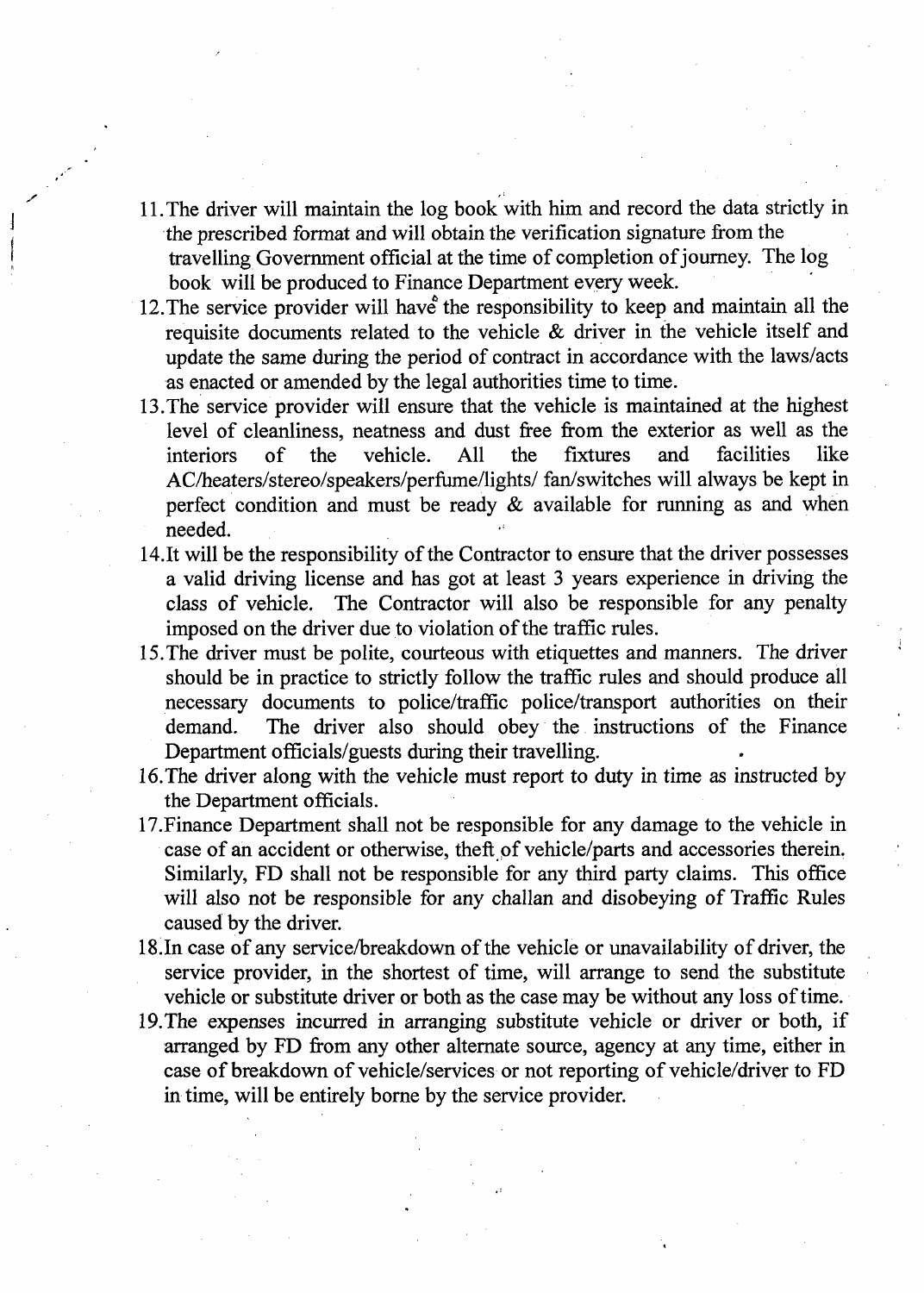11. The driver will maintain the log book with him and record the data strictly in the prescribed format and will obtain the verification signature from the travelling Government official at the time of completion of journey. The log book will be produced to Finance Department every week.
12. The service provider will have the responsibility to keep and maintain all the requisite documents related to the vehicle & driver in the vehicle itself and update the same during the period of contract in accordance with the laws/acts as enacted or amended by the legal authorities time to time.
13. The service provider will ensure that the vehicle is maintained at the highest level of cleanliness, neatness and dust free from the exterior as well as the interiors of the vehicle. All the fixtures and facilities like AC/heaters/stereo/speakers/perfume/lights/ fan/switches will always be kept in perfect condition and must be ready & available for running as and when needed.
14. It will be the responsibility of the Contractor to ensure that the driver possesses a valid driving license and has got at least 3 years experience in driving the class of vehicle. The Contractor will also be responsible for any penalty imposed on the driver due to violation of the traffic rules.
15. The driver must be polite, courteous with etiquettes and manners. The driver should be in practice to strictly follow the traffic rules and should produce all necessary documents to police/traffic police/transport authorities on their demand. The driver also should obey the instructions of the Finance Department officials/guests during their travelling.
16. The driver along with the vehicle must report to duty in time as instructed by the Department officials.
17. Finance Department shall not be responsible for any damage to the vehicle in case of an accident or otherwise, theft of vehicle/parts and accessories therein. Similarly, FD shall not be responsible for any third party claims. This office will also not be responsible for any challan and disobeying of Traffic Rules caused by the driver.
18. In case of any service/breakdown of the vehicle or unavailability of driver, the service provider, in the shortest of time, will arrange to send the substitute vehicle or substitute driver or both as the case may be without any loss of time.
19. The expenses incurred in arranging substitute vehicle or driver or both, if arranged by FD from any other alternate source, agency at any time, either in case of breakdown of vehicle/services or not reporting of vehicle/driver to FD in time, will be entirely borne by the service provider.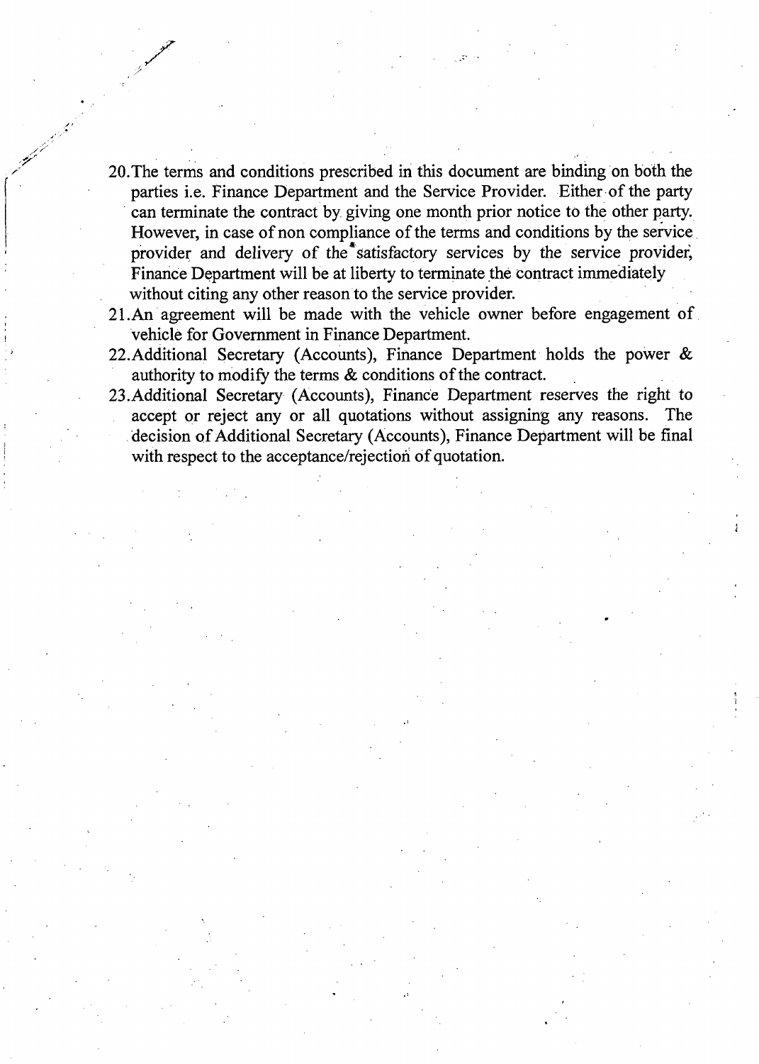20. The terms and conditions prescribed in this document are binding on both the parties i.e. Finance Department and the Service Provider. Either of the party can terminate the contract by giving one month prior notice to the other party. However, in case of non compliance of the terms and conditions by the service provider and delivery of the satisfactory services by the service provider, Finance Department will be at liberty to terminate the contract immediately without citing any other reason to the service provider.
21. An agreement will be made with the vehicle owner before engagement of vehicle for Government in Finance Department.
22. Additional Secretary (Accounts), Finance Department holds the power & authority to modify the terms & conditions of the contract.
23. Additional Secretary (Accounts), Finance Department reserves the right to accept or reject any or all quotations without assigning any reasons. The decision of Additional Secretary (Accounts), Finance Department will be final with respect to the acceptance/rejection of quotation.